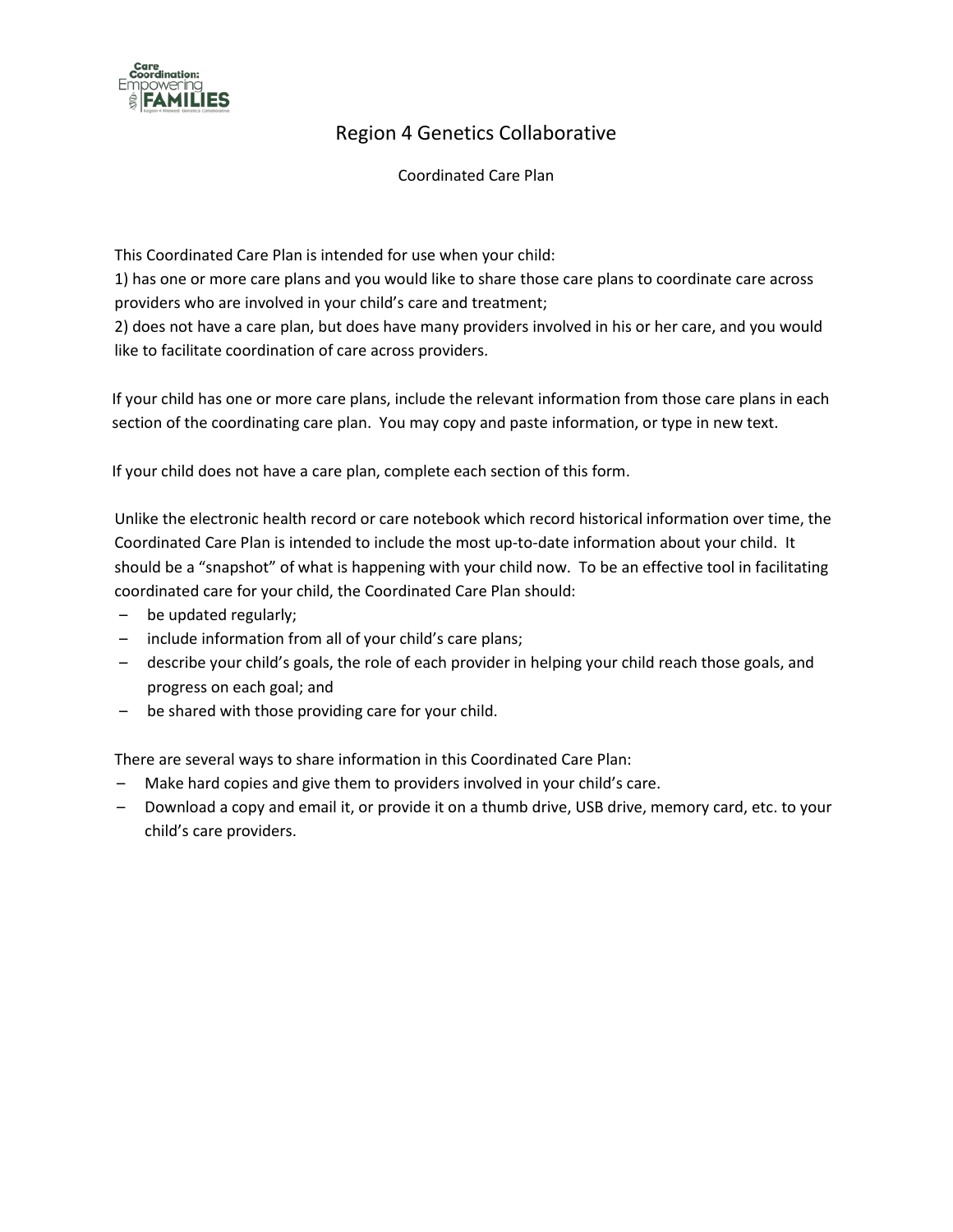# Region 4 Genetics Collaborative

## Coordinated Care Plan

This Coordinated Care Plan is intended for use when your child:
1) has one or more care plans and you would like to share those care plans to coordinate care across providers who are involved in your child's care and treatment;
2) does not have a care plan, but does have many providers involved in his or her care, and you would like to facilitate coordination of care across providers.

If your child has one or more care plans, include the relevant information from those care plans in each section of the coordinating care plan. You may copy and paste information, or type in new text.

If your child does not have a care plan, complete each section of this form.

Unlike the electronic health record or care notebook which record historical information over time, the Coordinated Care Plan is intended to include the most up-to-date information about your child. It should be a "snapshot" of what is happening with your child now. To be an effective tool in facilitating coordinated care for your child, the Coordinated Care Plan should:

- be updated regularly;
- include information from all of your child's care plans;
- describe your child's goals, the role of each provider in helping your child reach those goals, and progress on each goal; and
- be shared with those providing care for your child.

There are several ways to share information in this Coordinated Care Plan:

- Make hard copies and give them to providers involved in your child's care.
- Download a copy and email it, or provide it on a thumb drive, USB drive, memory card, etc. to your child's care providers.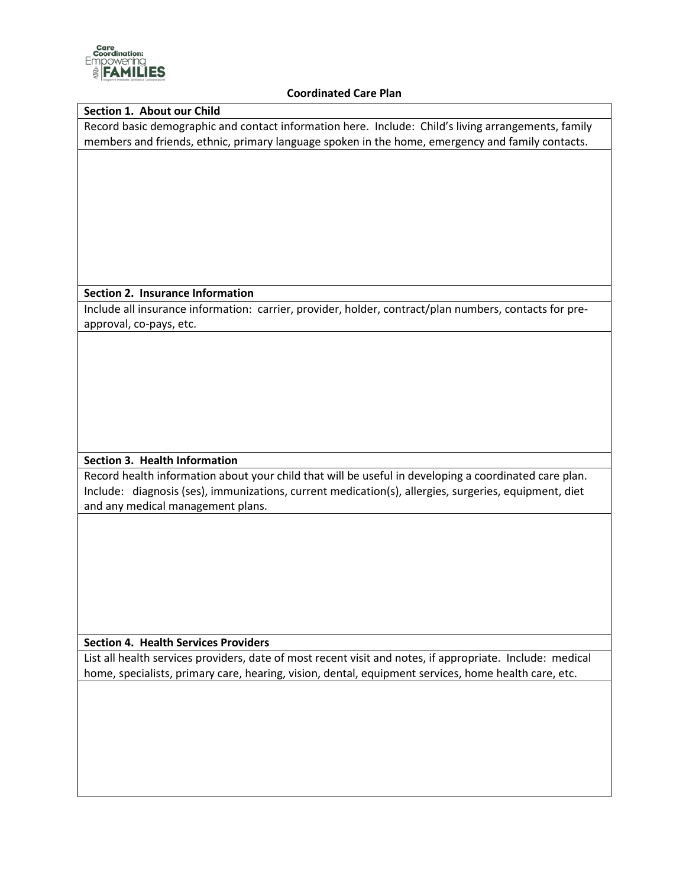**Coordinated Care Plan**

| **Section 1. About our Child** |
|---|
| Record basic demographic and contact information here. Include: Child's living arrangements, family members and friends, ethnic, primary language spoken in the home, emergency and family contacts. |
| |

| **Section 2. Insurance Information** |
|---|
| Include all insurance information: carrier, provider, holder, contract/plan numbers, contacts for pre-approval, co-pays, etc. |
| |

| **Section 3. Health Information** |
|---|
| Record health information about your child that will be useful in developing a coordinated care plan. Include: diagnosis (ses), immunizations, current medication(s), allergies, surgeries, equipment, diet and any medical management plans. |
| |

| **Section 4. Health Services Providers** |
|---|
| List all health services providers, date of most recent visit and notes, if appropriate. Include: medical home, specialists, primary care, hearing, vision, dental, equipment services, home health care, etc. |
| |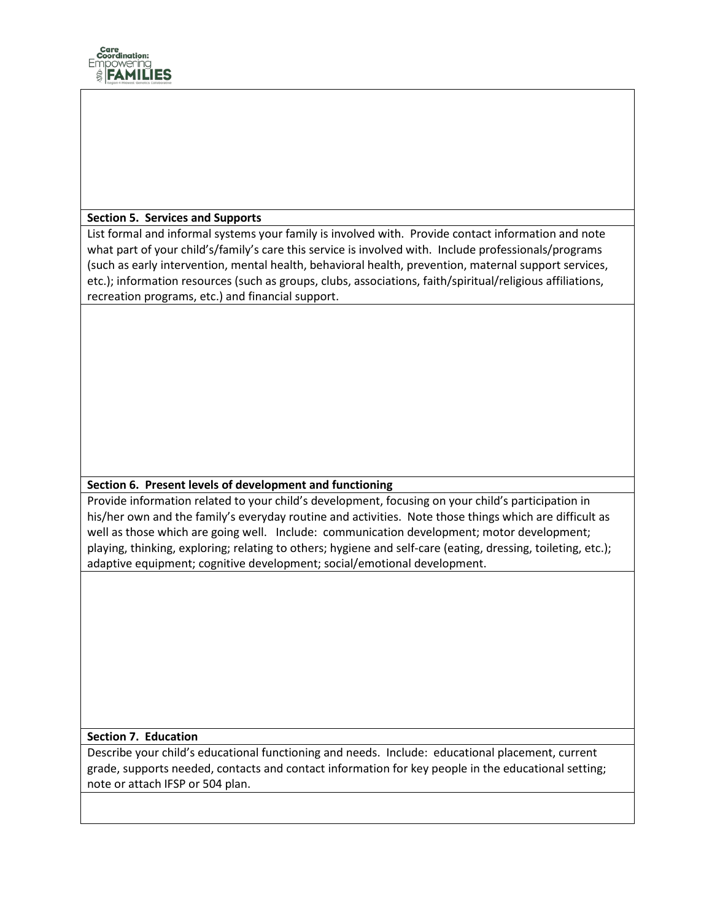**Section 5. Services and Supports**

List formal and informal systems your family is involved with. Provide contact information and note what part of your child's/family's care this service is involved with. Include professionals/programs (such as early intervention, mental health, behavioral health, prevention, maternal support services, etc.); information resources (such as groups, clubs, associations, faith/spiritual/religious affiliations, recreation programs, etc.) and financial support.

**Section 6. Present levels of development and functioning**

Provide information related to your child's development, focusing on your child's participation in his/her own and the family's everyday routine and activities. Note those things which are difficult as well as those which are going well. Include: communication development; motor development; playing, thinking, exploring; relating to others; hygiene and self-care (eating, dressing, toileting, etc.); adaptive equipment; cognitive development; social/emotional development.

**Section 7. Education**

Describe your child's educational functioning and needs. Include: educational placement, current grade, supports needed, contacts and contact information for key people in the educational setting; note or attach IFSP or 504 plan.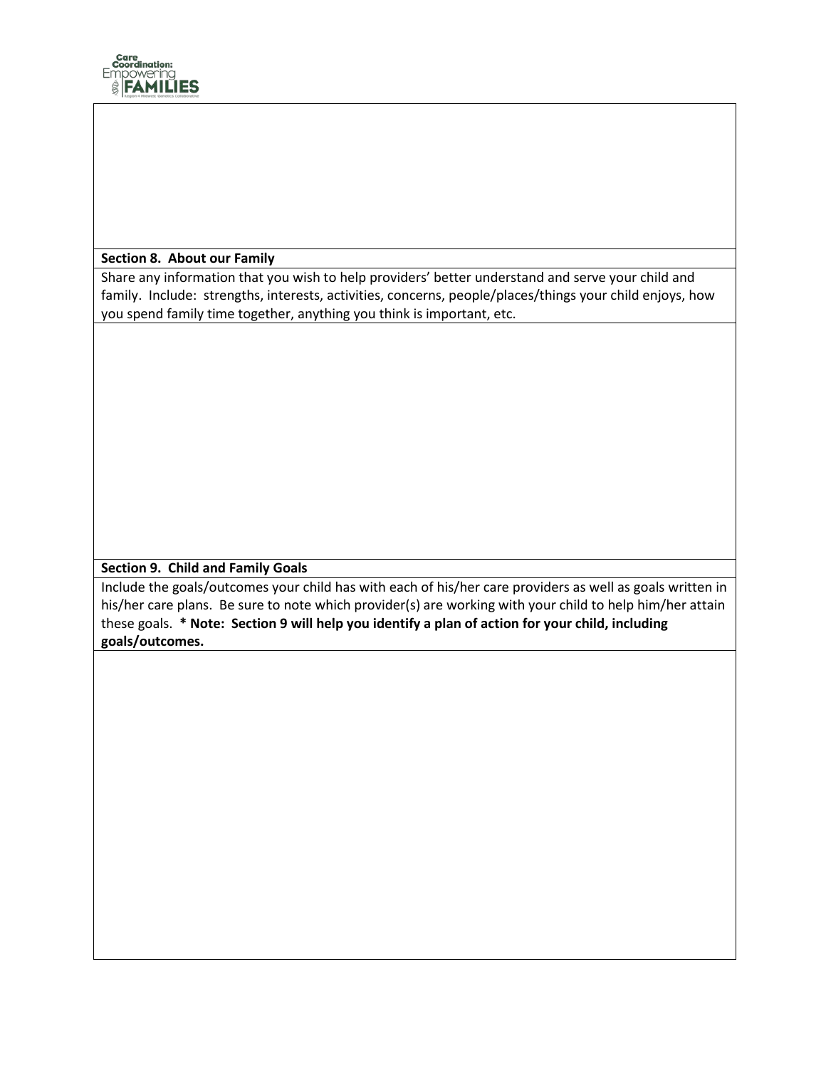**Section 8. About our Family**

Share any information that you wish to help providers' better understand and serve your child and family. Include: strengths, interests, activities, concerns, people/places/things your child enjoys, how you spend family time together, anything you think is important, etc.

**Section 9. Child and Family Goals**

Include the goals/outcomes your child has with each of his/her care providers as well as goals written in his/her care plans. Be sure to note which provider(s) are working with your child to help him/her attain these goals. **\* Note: Section 9 will help you identify a plan of action for your child, including goals/outcomes.**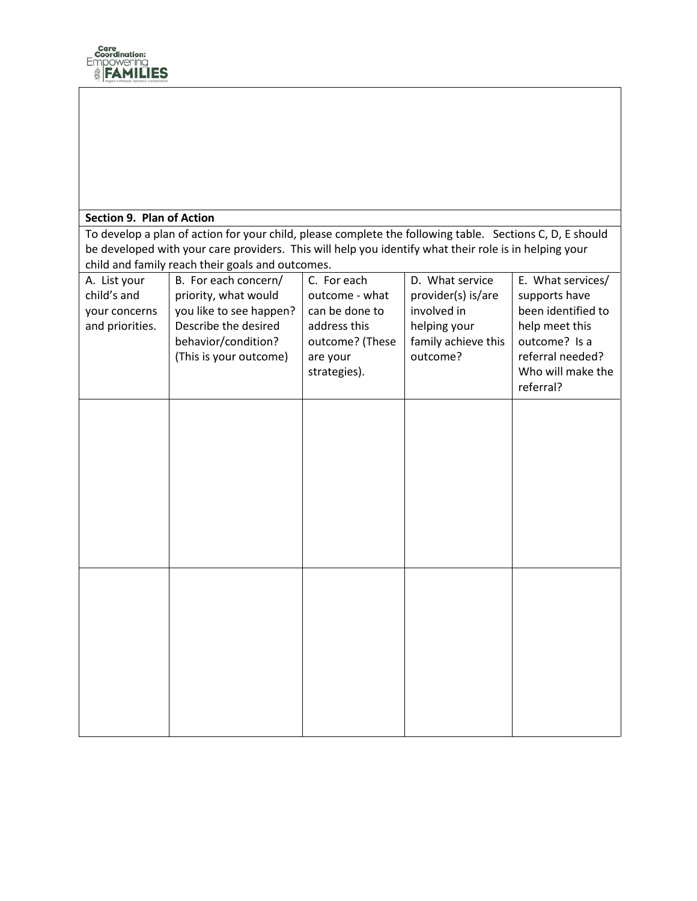**Section 9. Plan of Action**

To develop a plan of action for your child, please complete the following table. Sections C, D, E should be developed with your care providers. This will help you identify what their role is in helping your child and family reach their goals and outcomes.

| A. List your child's and your concerns and priorities. | B. For each concern/ priority, what would you like to see happen? Describe the desired behavior/condition? (This is your outcome) | C. For each outcome - what can be done to address this outcome? (These are your strategies). | D. What service provider(s) is/are involved in helping your family achieve this outcome? | E. What services/ supports have been identified to help meet this outcome? Is a referral needed? Who will make the referral? |
|---|---|---|---|---|
| | | | | |
| | | | | |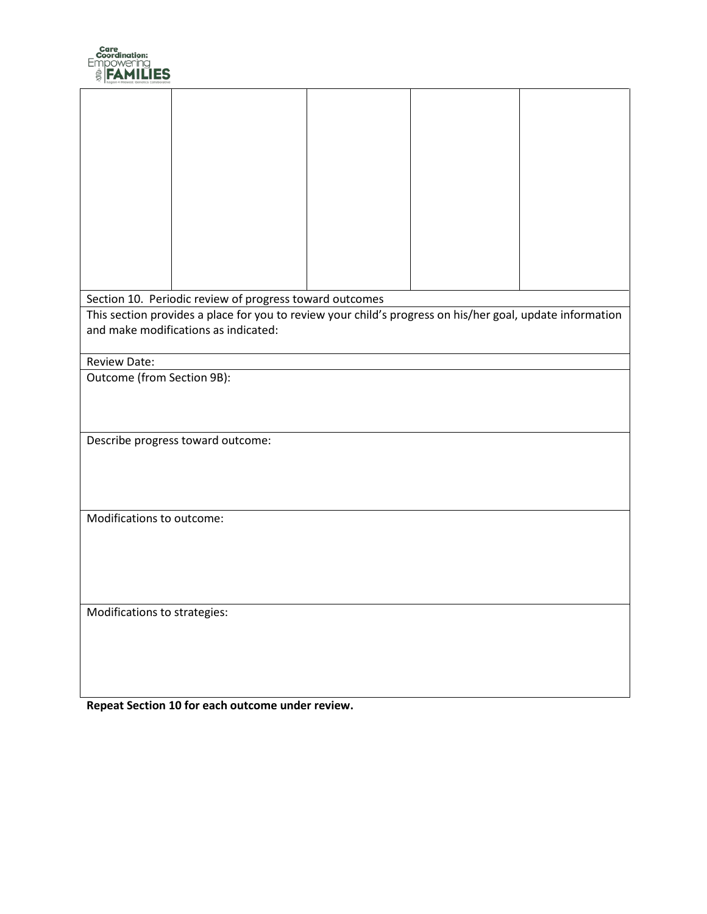| | | | | |
|---|---|---|---|---|
| | | | | |

| Section 10. Periodic review of progress toward outcomes |
|---|
| This section provides a place for you to review your child's progress on his/her goal, update information and make modifications as indicated: |
| Review Date: |
| Outcome (from Section 9B): |
| Describe progress toward outcome: |
| Modifications to outcome: |
| Modifications to strategies: |

**Repeat Section 10 for each outcome under review.**